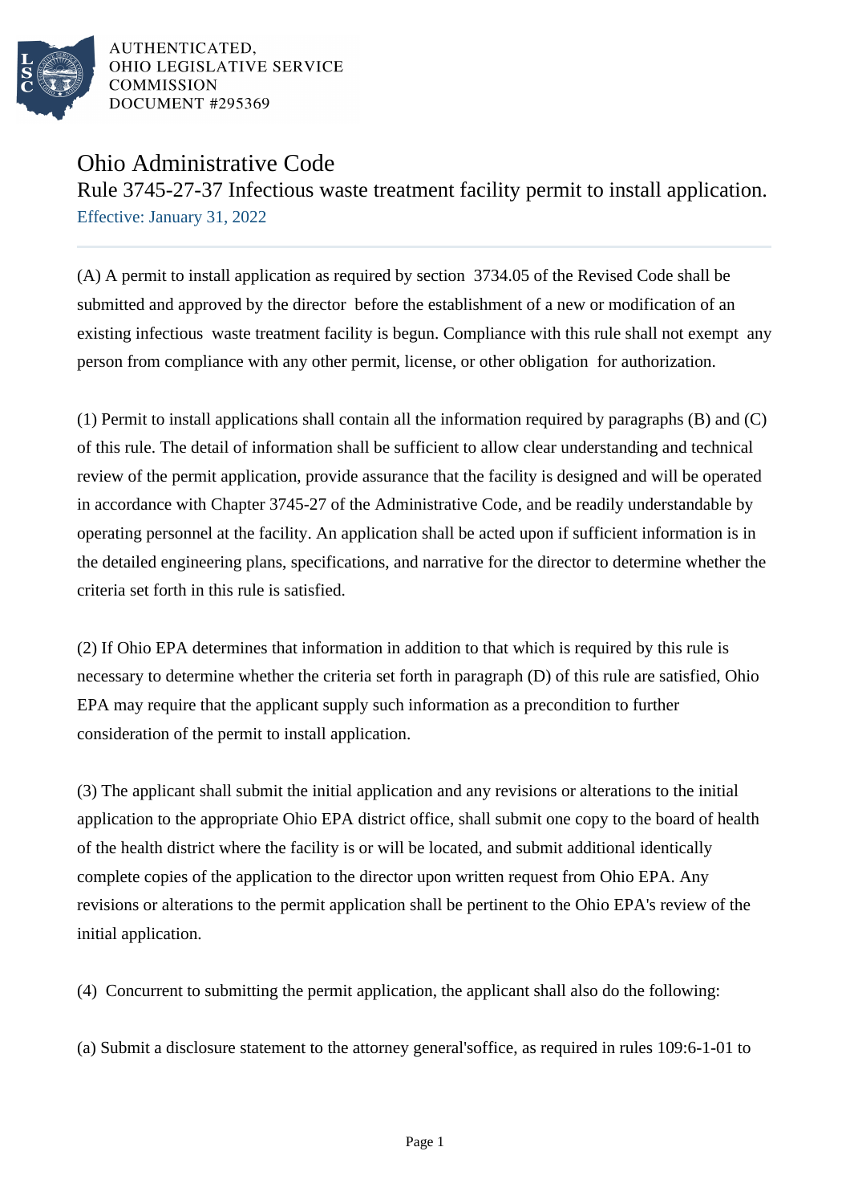AUTHENTICATED, OHIO LEGISLATIVE SERVICE COMMISSION DOCUMENT #295369

# Ohio Administrative Code

## Rule 3745-27-37 Infectious waste treatment facility permit to install application.

Effective: January 31, 2022

(A) A permit to install application as required by section 3734.05 of the Revised Code shall be submitted and approved by the director before the establishment of a new or modification of an existing infectious waste treatment facility is begun. Compliance with this rule shall not exempt any person from compliance with any other permit, license, or other obligation for authorization.

(1) Permit to install applications shall contain all the information required by paragraphs (B) and (C) of this rule. The detail of information shall be sufficient to allow clear understanding and technical review of the permit application, provide assurance that the facility is designed and will be operated in accordance with Chapter 3745-27 of the Administrative Code, and be readily understandable by operating personnel at the facility. An application shall be acted upon if sufficient information is in the detailed engineering plans, specifications, and narrative for the director to determine whether the criteria set forth in this rule is satisfied.

(2) If Ohio EPA determines that information in addition to that which is required by this rule is necessary to determine whether the criteria set forth in paragraph (D) of this rule are satisfied, Ohio EPA may require that the applicant supply such information as a precondition to further consideration of the permit to install application.

(3) The applicant shall submit the initial application and any revisions or alterations to the initial application to the appropriate Ohio EPA district office, shall submit one copy to the board of health of the health district where the facility is or will be located, and submit additional identically complete copies of the application to the director upon written request from Ohio EPA. Any revisions or alterations to the permit application shall be pertinent to the Ohio EPA's review of the initial application.

(4) Concurrent to submitting the permit application, the applicant shall also do the following:

(a) Submit a disclosure statement to the attorney general'soffice, as required in rules 109:6-1-01 to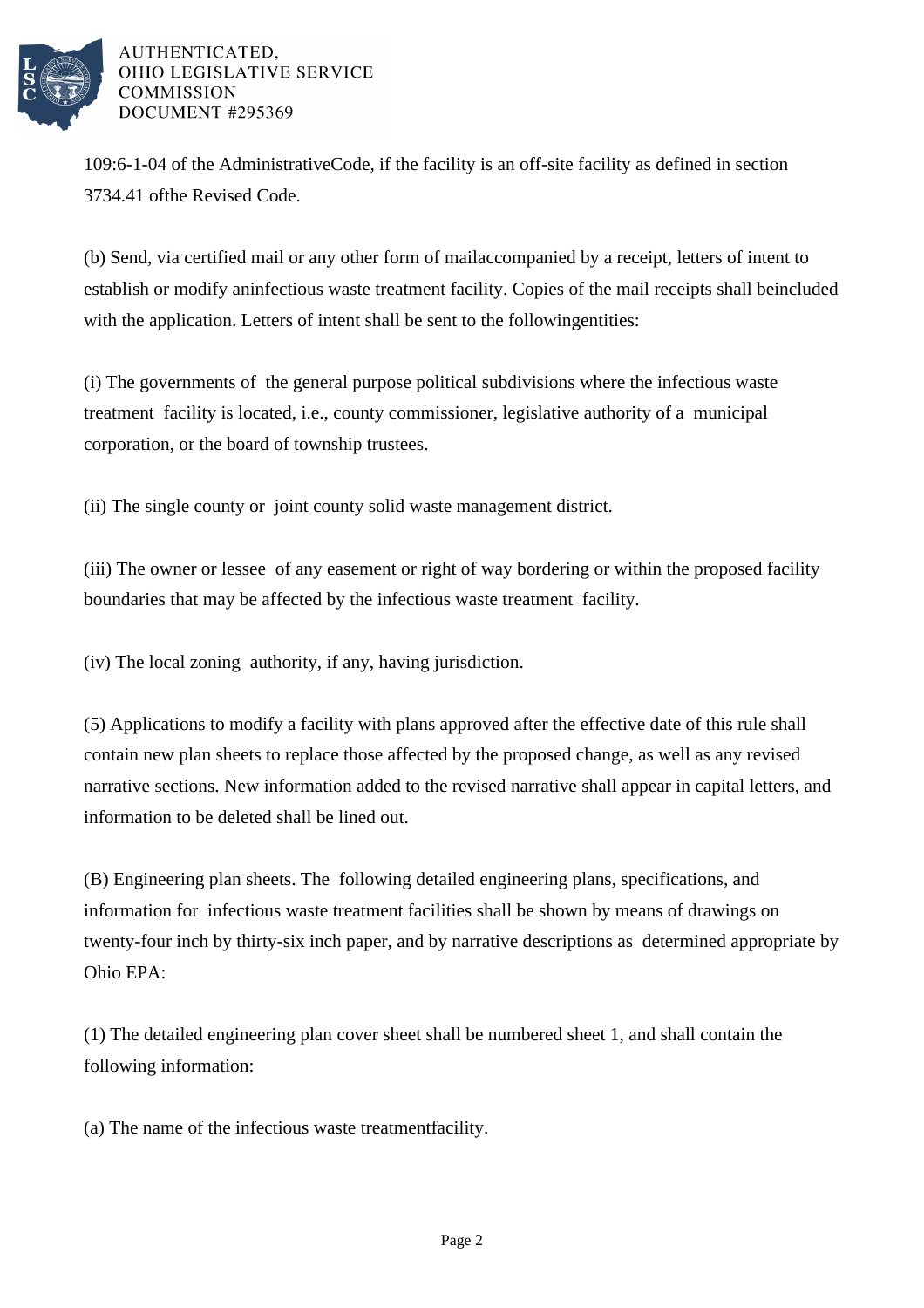109:6-1-04 of the AdministrativeCode, if the facility is an off-site facility as defined in section 3734.41 ofthe Revised Code.

(b) Send, via certified mail or any other form of mailaccompanied by a receipt, letters of intent to establish or modify aninfectious waste treatment facility. Copies of the mail receipts shall beincluded with the application. Letters of intent shall be sent to the followingentities:

(i) The governments of the general purpose political subdivisions where the infectious waste treatment facility is located, i.e., county commissioner, legislative authority of a municipal corporation, or the board of township trustees.

(ii) The single county or joint county solid waste management district.

(iii) The owner or lessee of any easement or right of way bordering or within the proposed facility boundaries that may be affected by the infectious waste treatment facility.

(iv) The local zoning authority, if any, having jurisdiction.

(5) Applications to modify a facility with plans approved after the effective date of this rule shall contain new plan sheets to replace those affected by the proposed change, as well as any revised narrative sections. New information added to the revised narrative shall appear in capital letters, and information to be deleted shall be lined out.

(B) Engineering plan sheets. The following detailed engineering plans, specifications, and information for infectious waste treatment facilities shall be shown by means of drawings on twenty-four inch by thirty-six inch paper, and by narrative descriptions as determined appropriate by Ohio EPA:

(1) The detailed engineering plan cover sheet shall be numbered sheet 1, and shall contain the following information:

(a) The name of the infectious waste treatmentfacility.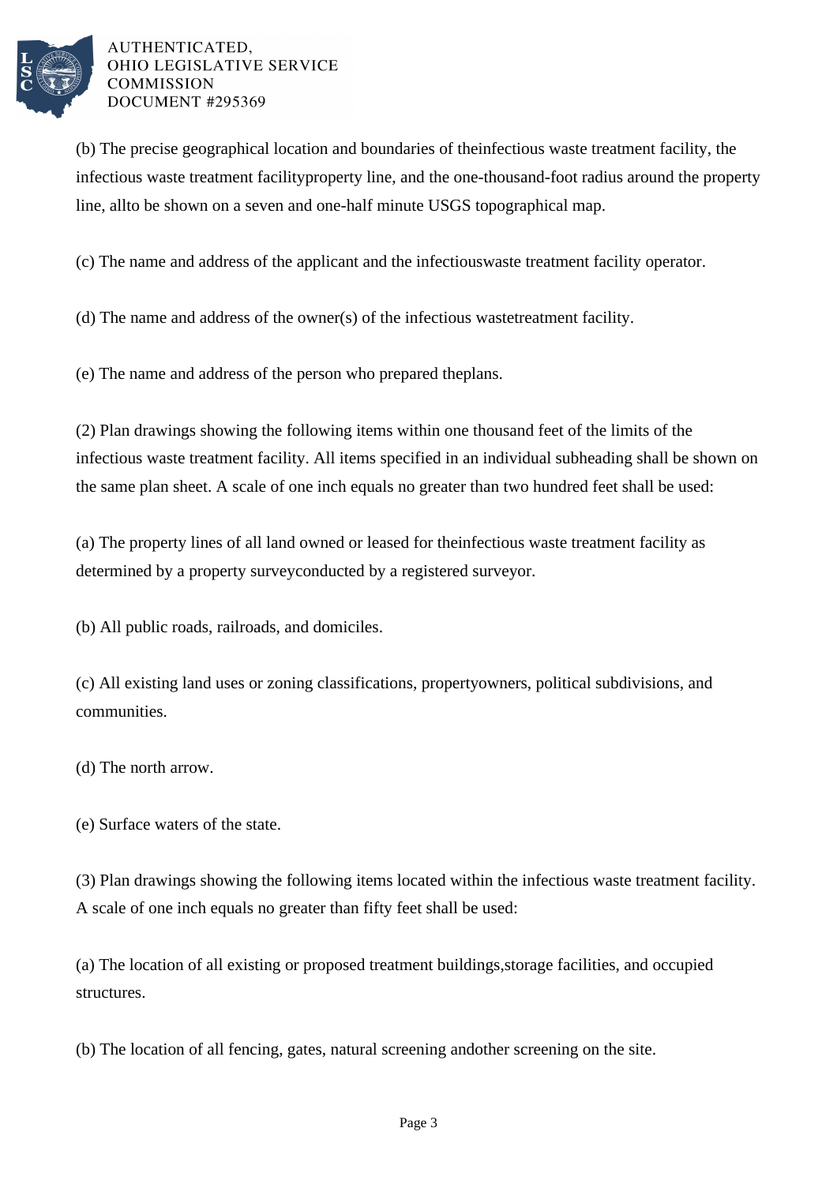(b) The precise geographical location and boundaries of theinfectious waste treatment facility, the infectious waste treatment facilityproperty line, and the one-thousand-foot radius around the property line, allto be shown on a seven and one-half minute USGS topographical map.

(c) The name and address of the applicant and the infectiouswaste treatment facility operator.

(d) The name and address of the owner(s) of the infectious wastetreatment facility.

(e) The name and address of the person who prepared theplans.

(2) Plan drawings showing the following items within one thousand feet of the limits of the infectious waste treatment facility. All items specified in an individual subheading shall be shown on the same plan sheet. A scale of one inch equals no greater than two hundred feet shall be used:

(a) The property lines of all land owned or leased for theinfectious waste treatment facility as determined by a property surveyconducted by a registered surveyor.

(b) All public roads, railroads, and domiciles.

(c) All existing land uses or zoning classifications, propertyowners, political subdivisions, and communities.

(d) The north arrow.

(e) Surface waters of the state.

(3) Plan drawings showing the following items located within the infectious waste treatment facility. A scale of one inch equals no greater than fifty feet shall be used:

(a) The location of all existing or proposed treatment buildings,storage facilities, and occupied structures.

(b) The location of all fencing, gates, natural screening andother screening on the site.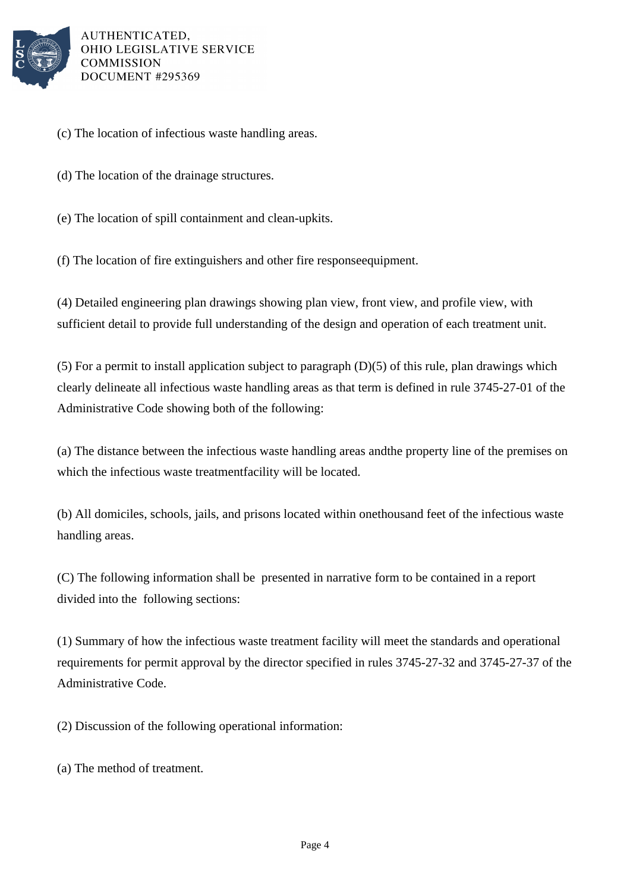(c) The location of infectious waste handling areas.

(d) The location of the drainage structures.

(e) The location of spill containment and clean-upkits.

(f) The location of fire extinguishers and other fire responseequipment.

(4) Detailed engineering plan drawings showing plan view, front view, and profile view, with sufficient detail to provide full understanding of the design and operation of each treatment unit.

(5) For a permit to install application subject to paragraph (D)(5) of this rule, plan drawings which clearly delineate all infectious waste handling areas as that term is defined in rule 3745-27-01 of the Administrative Code showing both of the following:

(a) The distance between the infectious waste handling areas andthe property line of the premises on which the infectious waste treatmentfacility will be located.

(b) All domiciles, schools, jails, and prisons located within onethousand feet of the infectious waste handling areas.

(C) The following information shall be presented in narrative form to be contained in a report divided into the following sections:

(1) Summary of how the infectious waste treatment facility will meet the standards and operational requirements for permit approval by the director specified in rules 3745-27-32 and 3745-27-37 of the Administrative Code.

(2) Discussion of the following operational information:

(a) The method of treatment.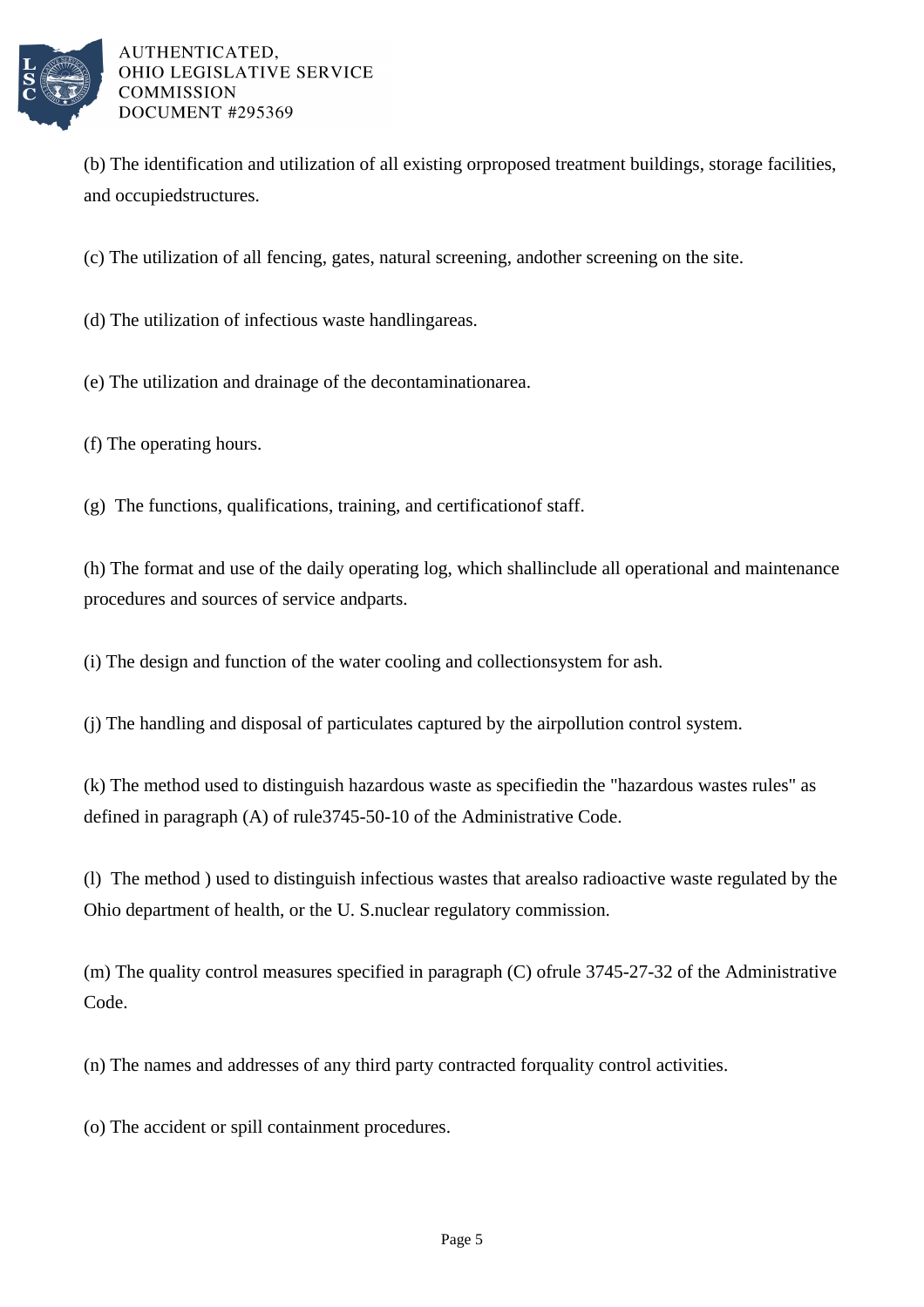(b) The identification and utilization of all existing orproposed treatment buildings, storage facilities, and occupiedstructures.

(c) The utilization of all fencing, gates, natural screening, andother screening on the site.

(d) The utilization of infectious waste handlingareas.

(e) The utilization and drainage of the decontaminationarea.

(f) The operating hours.

(g) The functions, qualifications, training, and certificationof staff.

(h) The format and use of the daily operating log, which shallinclude all operational and maintenance procedures and sources of service andparts.

(i) The design and function of the water cooling and collectionsystem for ash.

(j) The handling and disposal of particulates captured by the airpollution control system.

(k) The method used to distinguish hazardous waste as specifiedin the "hazardous wastes rules" as defined in paragraph (A) of rule3745-50-10 of the Administrative Code.

(l) The method ) used to distinguish infectious wastes that arealso radioactive waste regulated by the Ohio department of health, or the U. S.nuclear regulatory commission.

(m) The quality control measures specified in paragraph (C) ofrule 3745-27-32 of the Administrative Code.

(n) The names and addresses of any third party contracted forquality control activities.

(o) The accident or spill containment procedures.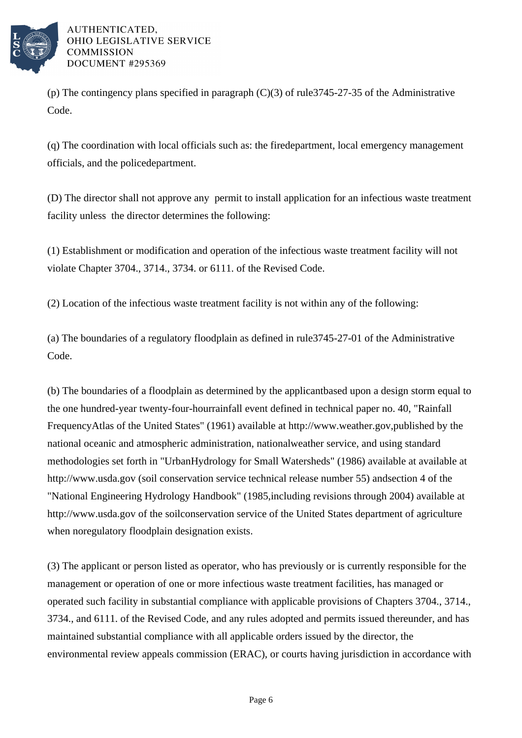(p) The contingency plans specified in paragraph (C)(3) of rule3745-27-35 of the Administrative Code.

(q) The coordination with local officials such as: the firedepartment, local emergency management officials, and the policedepartment.

(D) The director shall not approve any permit to install application for an infectious waste treatment facility unless the director determines the following:

(1) Establishment or modification and operation of the infectious waste treatment facility will not violate Chapter 3704., 3714., 3734. or 6111. of the Revised Code.

(2) Location of the infectious waste treatment facility is not within any of the following:

(a) The boundaries of a regulatory floodplain as defined in rule3745-27-01 of the Administrative Code.

(b) The boundaries of a floodplain as determined by the applicantbased upon a design storm equal to the one hundred-year twenty-four-hourrainfall event defined in technical paper no. 40, "Rainfall FrequencyAtlas of the United States" (1961) available at http://www.weather.gov,published by the national oceanic and atmospheric administration, nationalweather service, and using standard methodologies set forth in "UrbanHydrology for Small Watersheds" (1986) available at available at http://www.usda.gov (soil conservation service technical release number 55) andsection 4 of the "National Engineering Hydrology Handbook" (1985,including revisions through 2004) available at http://www.usda.gov of the soilconservation service of the United States department of agriculture when noregulatory floodplain designation exists.

(3) The applicant or person listed as operator, who has previously or is currently responsible for the management or operation of one or more infectious waste treatment facilities, has managed or operated such facility in substantial compliance with applicable provisions of Chapters 3704., 3714., 3734., and 6111. of the Revised Code, and any rules adopted and permits issued thereunder, and has maintained substantial compliance with all applicable orders issued by the director, the environmental review appeals commission (ERAC), or courts having jurisdiction in accordance with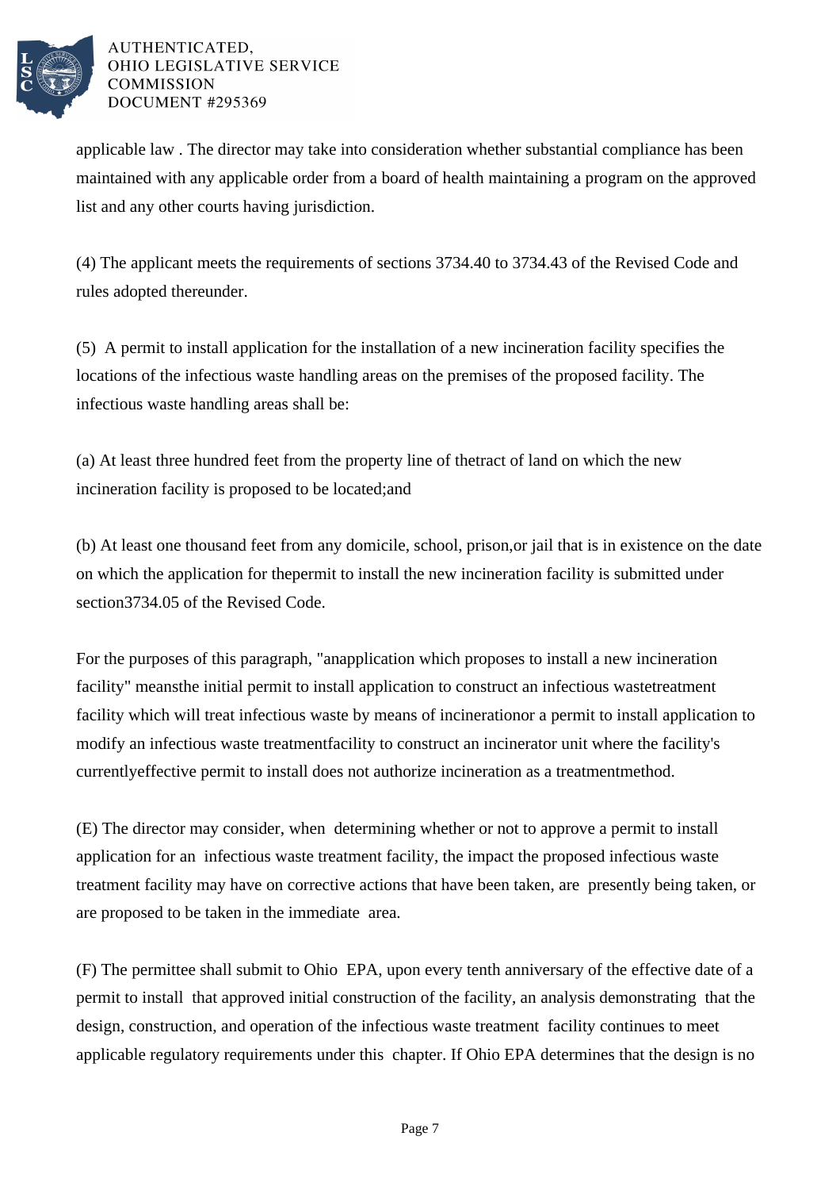applicable law . The director may take into consideration whether substantial compliance has been maintained with any applicable order from a board of health maintaining a program on the approved list and any other courts having jurisdiction.

(4) The applicant meets the requirements of sections 3734.40 to 3734.43 of the Revised Code and rules adopted thereunder.

(5) A permit to install application for the installation of a new incineration facility specifies the locations of the infectious waste handling areas on the premises of the proposed facility. The infectious waste handling areas shall be:

(a) At least three hundred feet from the property line of thetract of land on which the new incineration facility is proposed to be located;and

(b) At least one thousand feet from any domicile, school, prison,or jail that is in existence on the date on which the application for thepermit to install the new incineration facility is submitted under section3734.05 of the Revised Code.

For the purposes of this paragraph, "anapplication which proposes to install a new incineration facility" meansthe initial permit to install application to construct an infectious wastetreatment facility which will treat infectious waste by means of incinerationor a permit to install application to modify an infectious waste treatmentfacility to construct an incinerator unit where the facility's currentlyeffective permit to install does not authorize incineration as a treatmentmethod.

(E) The director may consider, when determining whether or not to approve a permit to install application for an infectious waste treatment facility, the impact the proposed infectious waste treatment facility may have on corrective actions that have been taken, are presently being taken, or are proposed to be taken in the immediate area.

(F) The permittee shall submit to Ohio EPA, upon every tenth anniversary of the effective date of a permit to install that approved initial construction of the facility, an analysis demonstrating that the design, construction, and operation of the infectious waste treatment facility continues to meet applicable regulatory requirements under this chapter. If Ohio EPA determines that the design is no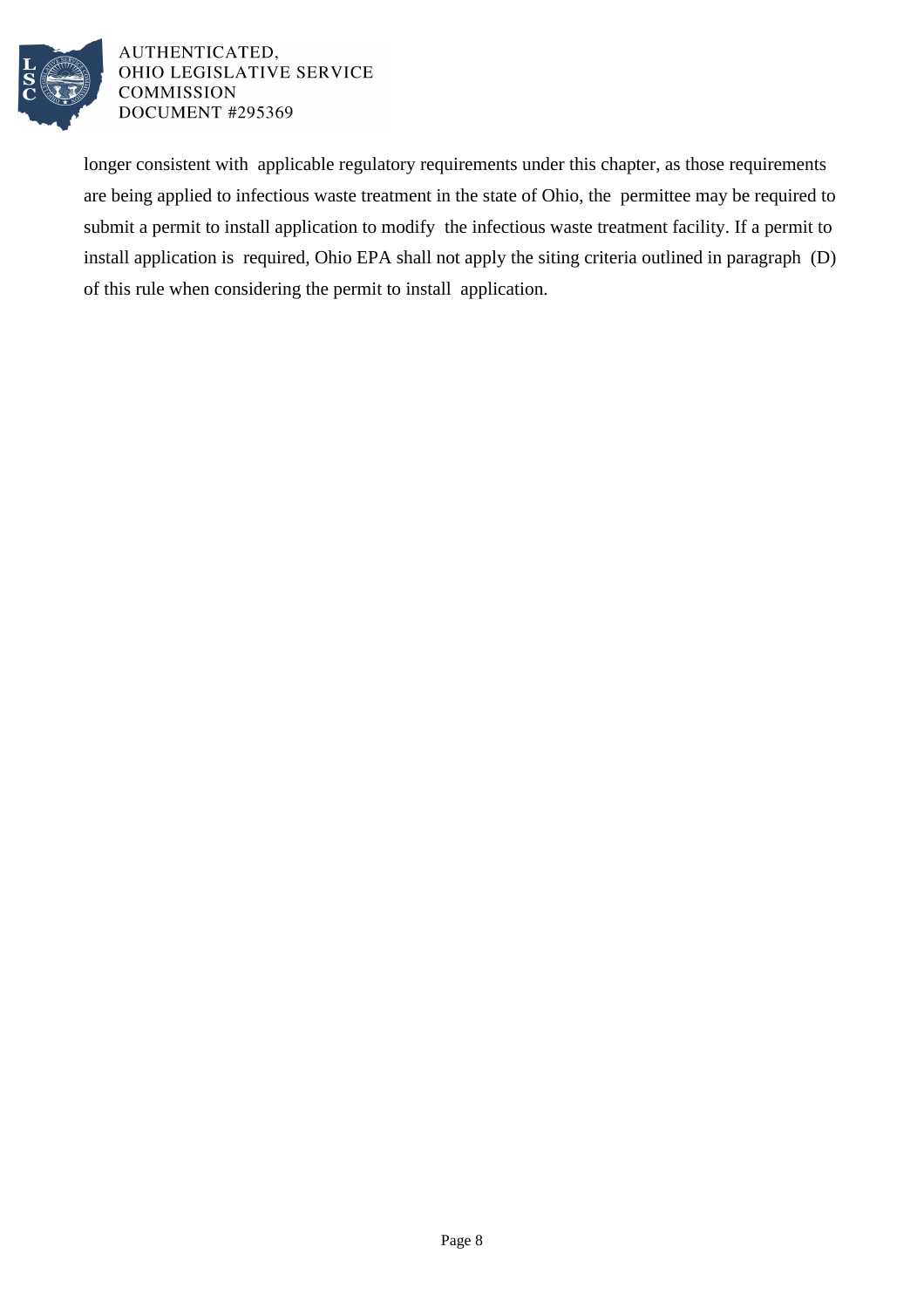longer consistent with applicable regulatory requirements under this chapter, as those requirements are being applied to infectious waste treatment in the state of Ohio, the permittee may be required to submit a permit to install application to modify the infectious waste treatment facility. If a permit to install application is required, Ohio EPA shall not apply the siting criteria outlined in paragraph (D) of this rule when considering the permit to install application.